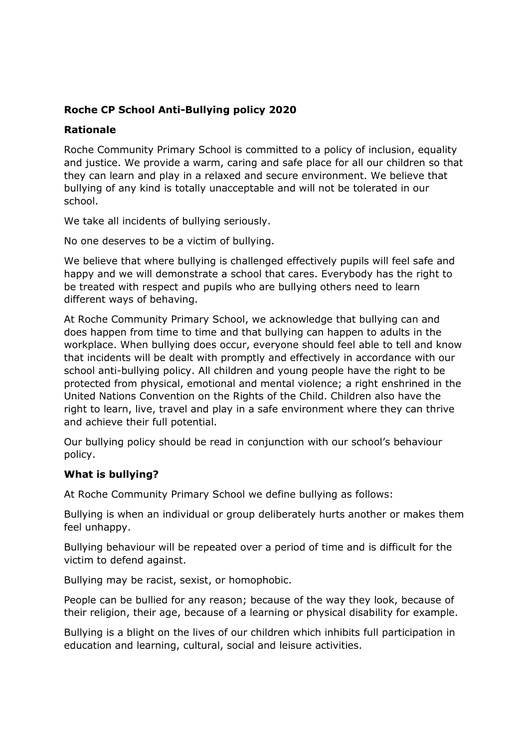# Roche CP School Anti-Bullying policy 2020

## Rationale

Roche Community Primary School is committed to a policy of inclusion, equality and justice. We provide a warm, caring and safe place for all our children so that they can learn and play in a relaxed and secure environment. We believe that bullying of any kind is totally unacceptable and will not be tolerated in our school.

We take all incidents of bullying seriously.

No one deserves to be a victim of bullying.

We believe that where bullying is challenged effectively pupils will feel safe and happy and we will demonstrate a school that cares. Everybody has the right to be treated with respect and pupils who are bullying others need to learn different ways of behaving.

At Roche Community Primary School, we acknowledge that bullying can and does happen from time to time and that bullying can happen to adults in the workplace. When bullying does occur, everyone should feel able to tell and know that incidents will be dealt with promptly and effectively in accordance with our school anti-bullying policy. All children and young people have the right to be protected from physical, emotional and mental violence; a right enshrined in the United Nations Convention on the Rights of the Child. Children also have the right to learn, live, travel and play in a safe environment where they can thrive and achieve their full potential.

Our bullying policy should be read in conjunction with our school's behaviour policy.

## What is bullying?

At Roche Community Primary School we define bullying as follows:

Bullying is when an individual or group deliberately hurts another or makes them feel unhappy.

Bullying behaviour will be repeated over a period of time and is difficult for the victim to defend against.

Bullying may be racist, sexist, or homophobic.

People can be bullied for any reason; because of the way they look, because of their religion, their age, because of a learning or physical disability for example.

Bullying is a blight on the lives of our children which inhibits full participation in education and learning, cultural, social and leisure activities.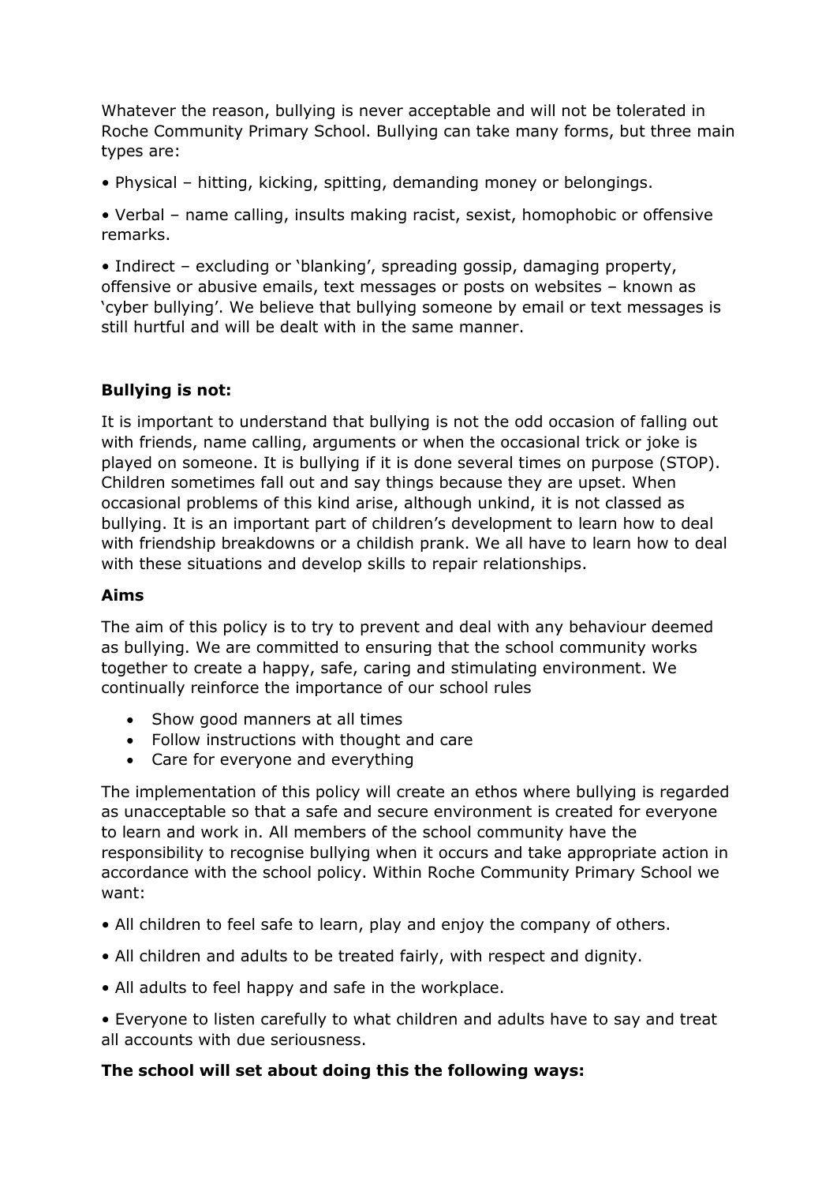Whatever the reason, bullying is never acceptable and will not be tolerated in Roche Community Primary School. Bullying can take many forms, but three main types are:

• Physical – hitting, kicking, spitting, demanding money or belongings.

• Verbal – name calling, insults making racist, sexist, homophobic or offensive remarks.

• Indirect – excluding or 'blanking', spreading gossip, damaging property, offensive or abusive emails, text messages or posts on websites – known as 'cyber bullying'. We believe that bullying someone by email or text messages is still hurtful and will be dealt with in the same manner.

**Bullying is not:**

It is important to understand that bullying is not the odd occasion of falling out with friends, name calling, arguments or when the occasional trick or joke is played on someone. It is bullying if it is done several times on purpose (STOP). Children sometimes fall out and say things because they are upset. When occasional problems of this kind arise, although unkind, it is not classed as bullying. It is an important part of children's development to learn how to deal with friendship breakdowns or a childish prank. We all have to learn how to deal with these situations and develop skills to repair relationships.

**Aims**

The aim of this policy is to try to prevent and deal with any behaviour deemed as bullying. We are committed to ensuring that the school community works together to create a happy, safe, caring and stimulating environment. We continually reinforce the importance of our school rules

- Show good manners at all times
- Follow instructions with thought and care
- Care for everyone and everything

The implementation of this policy will create an ethos where bullying is regarded as unacceptable so that a safe and secure environment is created for everyone to learn and work in. All members of the school community have the responsibility to recognise bullying when it occurs and take appropriate action in accordance with the school policy. Within Roche Community Primary School we want:

• All children to feel safe to learn, play and enjoy the company of others.

• All children and adults to be treated fairly, with respect and dignity.

• All adults to feel happy and safe in the workplace.

• Everyone to listen carefully to what children and adults have to say and treat all accounts with due seriousness.

**The school will set about doing this the following ways:**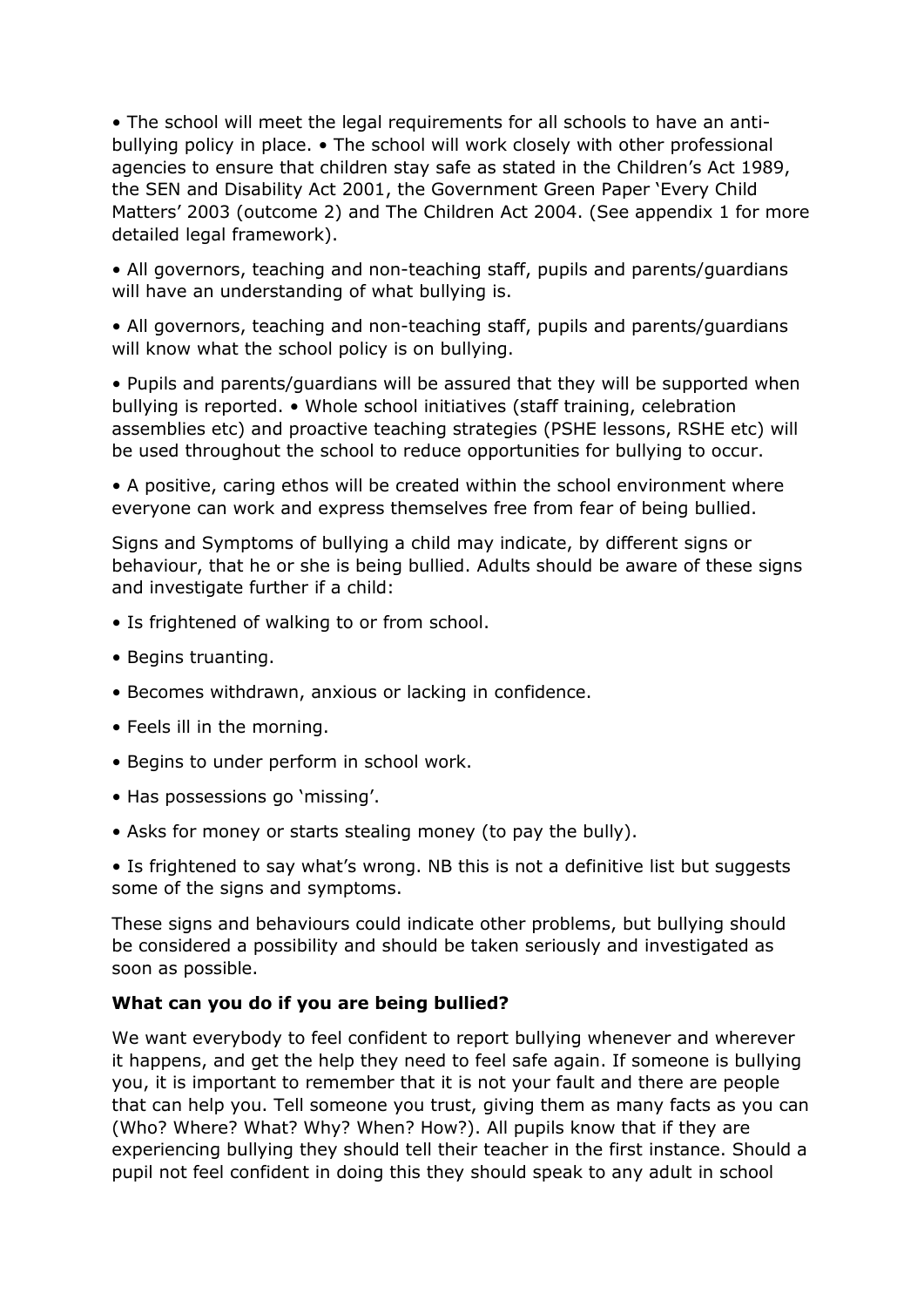• The school will meet the legal requirements for all schools to have an anti-bullying policy in place. • The school will work closely with other professional agencies to ensure that children stay safe as stated in the Children's Act 1989, the SEN and Disability Act 2001, the Government Green Paper 'Every Child Matters' 2003 (outcome 2) and The Children Act 2004. (See appendix 1 for more detailed legal framework).

• All governors, teaching and non-teaching staff, pupils and parents/guardians will have an understanding of what bullying is.

• All governors, teaching and non-teaching staff, pupils and parents/guardians will know what the school policy is on bullying.

• Pupils and parents/guardians will be assured that they will be supported when bullying is reported. • Whole school initiatives (staff training, celebration assemblies etc) and proactive teaching strategies (PSHE lessons, RSHE etc) will be used throughout the school to reduce opportunities for bullying to occur.

• A positive, caring ethos will be created within the school environment where everyone can work and express themselves free from fear of being bullied.

Signs and Symptoms of bullying a child may indicate, by different signs or behaviour, that he or she is being bullied. Adults should be aware of these signs and investigate further if a child:

• Is frightened of walking to or from school.

• Begins truanting.

• Becomes withdrawn, anxious or lacking in confidence.

• Feels ill in the morning.

• Begins to under perform in school work.

• Has possessions go 'missing'.

• Asks for money or starts stealing money (to pay the bully).

• Is frightened to say what's wrong. NB this is not a definitive list but suggests some of the signs and symptoms.

These signs and behaviours could indicate other problems, but bullying should be considered a possibility and should be taken seriously and investigated as soon as possible.

**What can you do if you are being bullied?**

We want everybody to feel confident to report bullying whenever and wherever it happens, and get the help they need to feel safe again. If someone is bullying you, it is important to remember that it is not your fault and there are people that can help you. Tell someone you trust, giving them as many facts as you can (Who? Where? What? Why? When? How?). All pupils know that if they are experiencing bullying they should tell their teacher in the first instance. Should a pupil not feel confident in doing this they should speak to any adult in school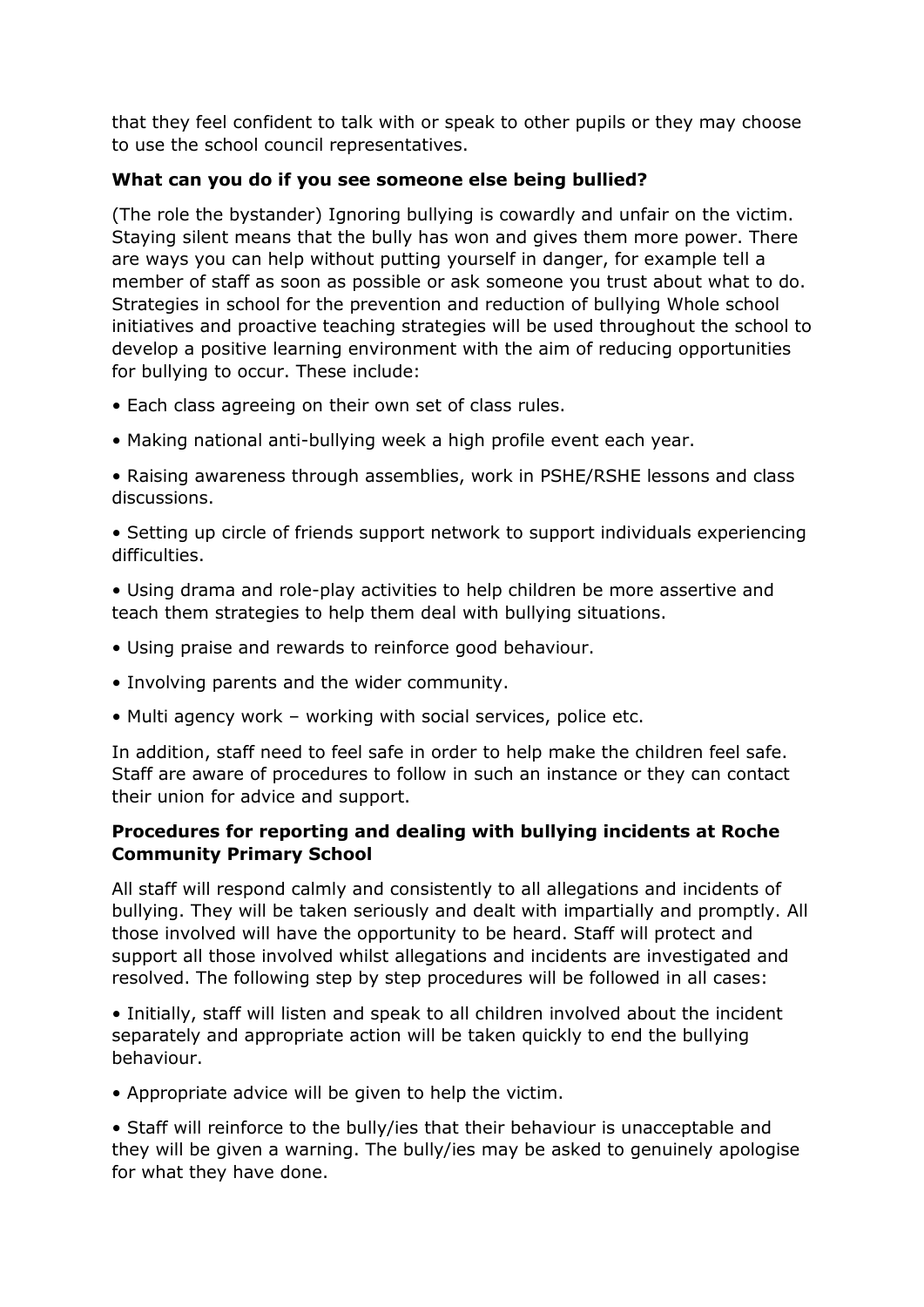that they feel confident to talk with or speak to other pupils or they may choose to use the school council representatives.

**What can you do if you see someone else being bullied?**

(The role the bystander) Ignoring bullying is cowardly and unfair on the victim. Staying silent means that the bully has won and gives them more power. There are ways you can help without putting yourself in danger, for example tell a member of staff as soon as possible or ask someone you trust about what to do. Strategies in school for the prevention and reduction of bullying Whole school initiatives and proactive teaching strategies will be used throughout the school to develop a positive learning environment with the aim of reducing opportunities for bullying to occur. These include:

- Each class agreeing on their own set of class rules.
- Making national anti-bullying week a high profile event each year.
- Raising awareness through assemblies, work in PSHE/RSHE lessons and class discussions.
- Setting up circle of friends support network to support individuals experiencing difficulties.
- Using drama and role-play activities to help children be more assertive and teach them strategies to help them deal with bullying situations.
- Using praise and rewards to reinforce good behaviour.
- Involving parents and the wider community.
- Multi agency work – working with social services, police etc.

In addition, staff need to feel safe in order to help make the children feel safe. Staff are aware of procedures to follow in such an instance or they can contact their union for advice and support.

**Procedures for reporting and dealing with bullying incidents at Roche Community Primary School**

All staff will respond calmly and consistently to all allegations and incidents of bullying. They will be taken seriously and dealt with impartially and promptly. All those involved will have the opportunity to be heard. Staff will protect and support all those involved whilst allegations and incidents are investigated and resolved. The following step by step procedures will be followed in all cases:

- Initially, staff will listen and speak to all children involved about the incident separately and appropriate action will be taken quickly to end the bullying behaviour.
- Appropriate advice will be given to help the victim.
- Staff will reinforce to the bully/ies that their behaviour is unacceptable and they will be given a warning. The bully/ies may be asked to genuinely apologise for what they have done.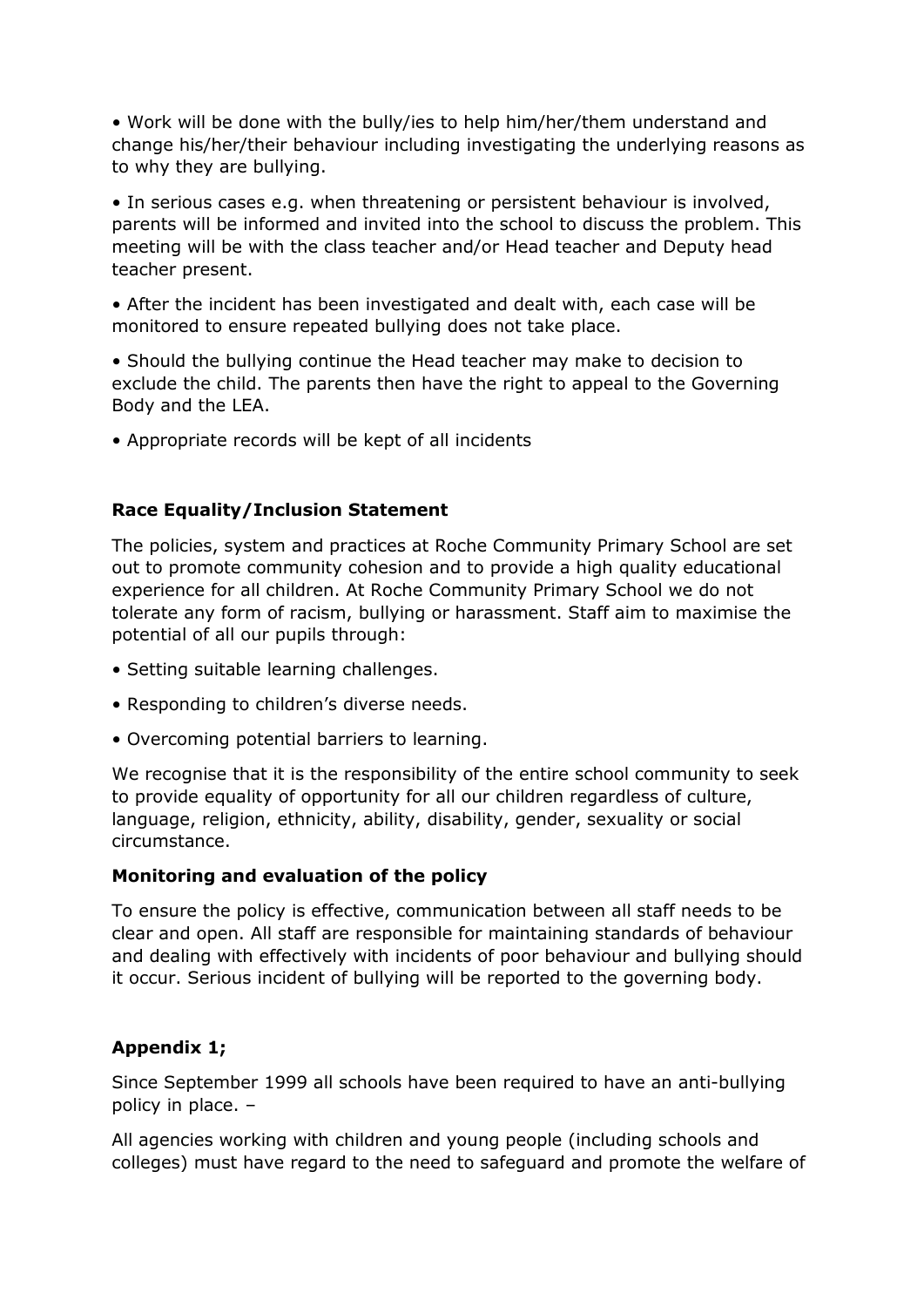- Work will be done with the bully/ies to help him/her/them understand and change his/her/their behaviour including investigating the underlying reasons as to why they are bullying.
- In serious cases e.g. when threatening or persistent behaviour is involved, parents will be informed and invited into the school to discuss the problem. This meeting will be with the class teacher and/or Head teacher and Deputy head teacher present.
- After the incident has been investigated and dealt with, each case will be monitored to ensure repeated bullying does not take place.
- Should the bullying continue the Head teacher may make to decision to exclude the child. The parents then have the right to appeal to the Governing Body and the LEA.
- Appropriate records will be kept of all incidents

**Race Equality/Inclusion Statement**

The policies, system and practices at Roche Community Primary School are set out to promote community cohesion and to provide a high quality educational experience for all children. At Roche Community Primary School we do not tolerate any form of racism, bullying or harassment. Staff aim to maximise the potential of all our pupils through:

- Setting suitable learning challenges.
- Responding to children's diverse needs.
- Overcoming potential barriers to learning.

We recognise that it is the responsibility of the entire school community to seek to provide equality of opportunity for all our children regardless of culture, language, religion, ethnicity, ability, disability, gender, sexuality or social circumstance.

**Monitoring and evaluation of the policy**

To ensure the policy is effective, communication between all staff needs to be clear and open. All staff are responsible for maintaining standards of behaviour and dealing with effectively with incidents of poor behaviour and bullying should it occur. Serious incident of bullying will be reported to the governing body.

**Appendix 1;**

Since September 1999 all schools have been required to have an anti-bullying policy in place. –

All agencies working with children and young people (including schools and colleges) must have regard to the need to safeguard and promote the welfare of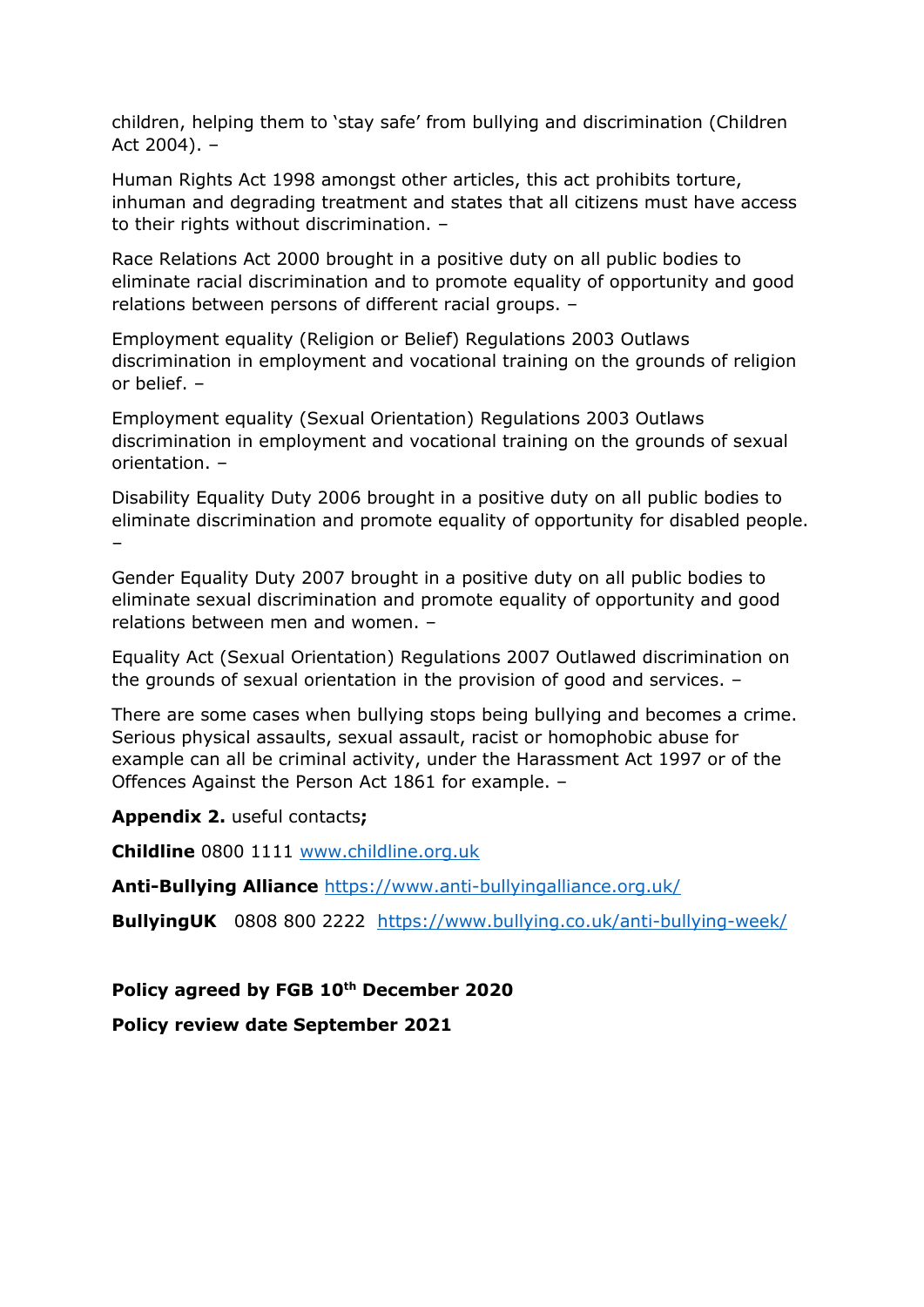children, helping them to 'stay safe' from bullying and discrimination (Children Act 2004). –

Human Rights Act 1998 amongst other articles, this act prohibits torture, inhuman and degrading treatment and states that all citizens must have access to their rights without discrimination. –

Race Relations Act 2000 brought in a positive duty on all public bodies to eliminate racial discrimination and to promote equality of opportunity and good relations between persons of different racial groups. –

Employment equality (Religion or Belief) Regulations 2003 Outlaws discrimination in employment and vocational training on the grounds of religion or belief. –

Employment equality (Sexual Orientation) Regulations 2003 Outlaws discrimination in employment and vocational training on the grounds of sexual orientation. –

Disability Equality Duty 2006 brought in a positive duty on all public bodies to eliminate discrimination and promote equality of opportunity for disabled people. –

Gender Equality Duty 2007 brought in a positive duty on all public bodies to eliminate sexual discrimination and promote equality of opportunity and good relations between men and women. –

Equality Act (Sexual Orientation) Regulations 2007 Outlawed discrimination on the grounds of sexual orientation in the provision of good and services. –

There are some cases when bullying stops being bullying and becomes a crime. Serious physical assaults, sexual assault, racist or homophobic abuse for example can all be criminal activity, under the Harassment Act 1997 or of the Offences Against the Person Act 1861 for example. –

**Appendix 2.** useful contacts**;**

**Childline** 0800 1111 www.childline.org.uk

**Anti-Bullying Alliance** https://www.anti-bullyingalliance.org.uk/

**BullyingUK** 0808 800 2222 https://www.bullying.co.uk/anti-bullying-week/

**Policy agreed by FGB 10th December 2020**

**Policy review date September 2021**